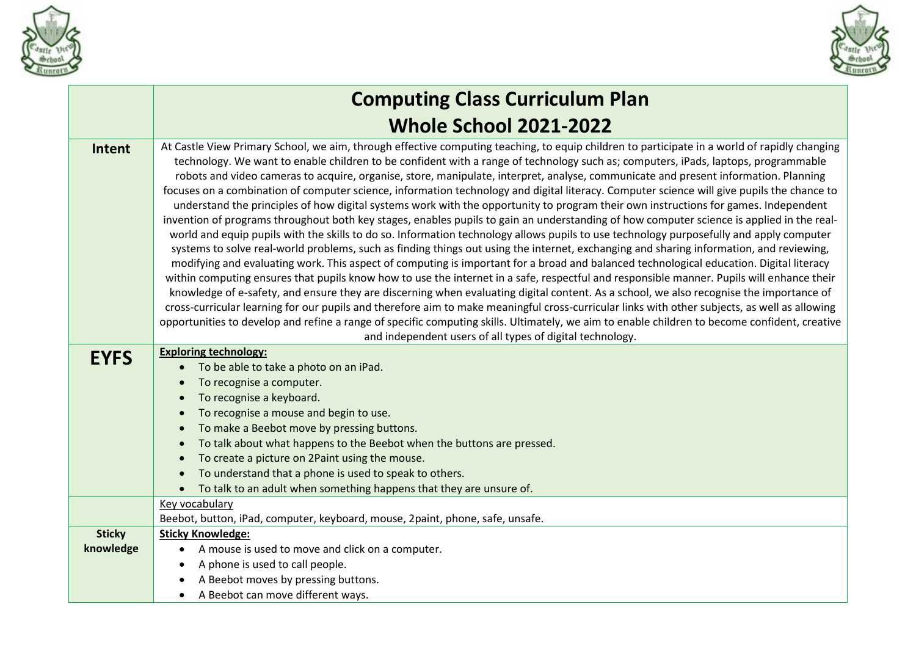| | **Computing Class Curriculum Plan**<br>**Whole School 2021-2022** |
|---|---|
| **Intent** | At Castle View Primary School, we aim, through effective computing teaching, to equip children to participate in a world of rapidly changing technology. We want to enable children to be confident with a range of technology such as; computers, iPads, laptops, programmable robots and video cameras to acquire, organise, store, manipulate, interpret, analyse, communicate and present information. Planning focuses on a combination of computer science, information technology and digital literacy. Computer science will give pupils the chance to understand the principles of how digital systems work with the opportunity to program their own instructions for games. Independent invention of programs throughout both key stages, enables pupils to gain an understanding of how computer science is applied in the real-world and equip pupils with the skills to do so. Information technology allows pupils to use technology purposefully and apply computer systems to solve real-world problems, such as finding things out using the internet, exchanging and sharing information, and reviewing, modifying and evaluating work. This aspect of computing is important for a broad and balanced technological education. Digital literacy within computing ensures that pupils know how to use the internet in a safe, respectful and responsible manner. Pupils will enhance their knowledge of e-safety, and ensure they are discerning when evaluating digital content. As a school, we also recognise the importance of cross-curricular learning for our pupils and therefore aim to make meaningful cross-curricular links with other subjects, as well as allowing opportunities to develop and refine a range of specific computing skills. Ultimately, we aim to enable children to become confident, creative and independent users of all types of digital technology. |
| **EYFS** | **Exploring technology:**<br>• To be able to take a photo on an iPad.<br>• To recognise a computer.<br>• To recognise a keyboard.<br>• To recognise a mouse and begin to use.<br>• To make a Beebot move by pressing buttons.<br>• To talk about what happens to the Beebot when the buttons are pressed.<br>• To create a picture on 2Paint using the mouse.<br>• To understand that a phone is used to speak to others.<br>• To talk to an adult when something happens that they are unsure of. |
| | Key vocabulary<br>Beebot, button, iPad, computer, keyboard, mouse, 2paint, phone, safe, unsafe. |
| **Sticky knowledge** | **Sticky Knowledge:**<br>• A mouse is used to move and click on a computer.<br>• A phone is used to call people.<br>• A Beebot moves by pressing buttons.<br>• A Beebot can move different ways. |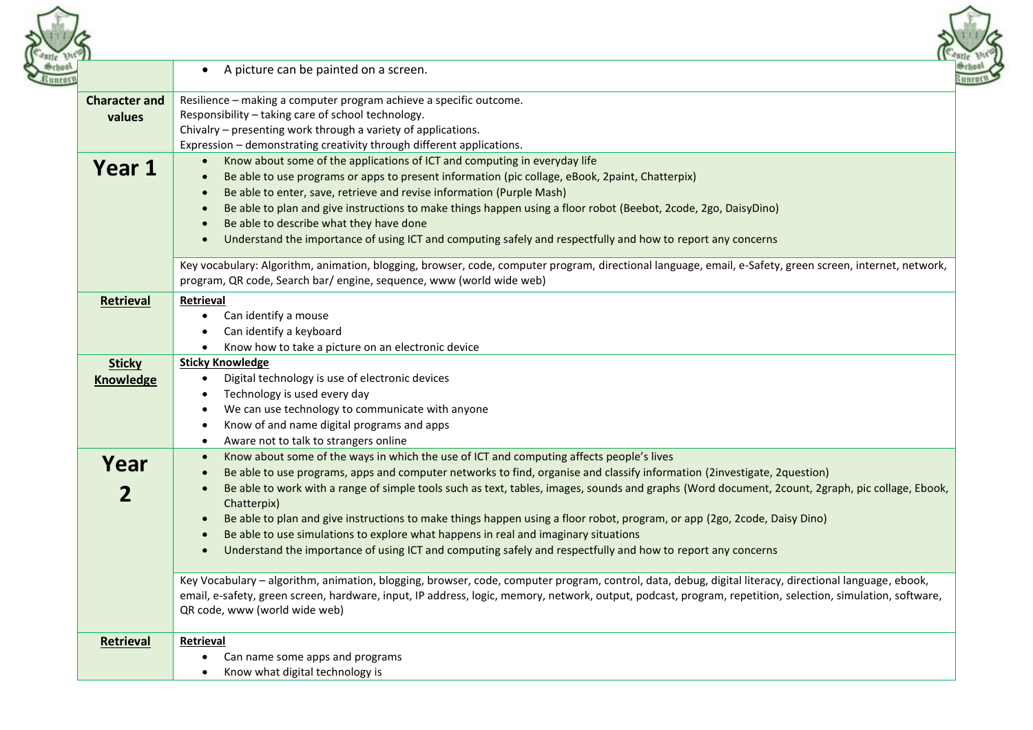| | |
|---|---|
| | • A picture can be painted on a screen. |
| **Character and values** | Resilience – making a computer program achieve a specific outcome.<br>Responsibility – taking care of school technology.<br>Chivalry – presenting work through a variety of applications.<br>Expression – demonstrating creativity through different applications. |
| **Year 1** | • Know about some of the applications of ICT and computing in everyday life<br>• Be able to use programs or apps to present information (pic collage, eBook, 2paint, Chatterpix)<br>• Be able to enter, save, retrieve and revise information (Purple Mash)<br>• Be able to plan and give instructions to make things happen using a floor robot (Beebot, 2code, 2go, DaisyDino)<br>• Be able to describe what they have done<br>• Understand the importance of using ICT and computing safely and respectfully and how to report any concerns<br><br>Key vocabulary: Algorithm, animation, blogging, browser, code, computer program, directional language, email, e-Safety, green screen, internet, network, program, QR code, Search bar/ engine, sequence, www (world wide web) |
| **Retrieval** | **Retrieval**<br>• Can identify a mouse<br>• Can identify a keyboard<br>• Know how to take a picture on an electronic device |
| **Sticky Knowledge** | **Sticky Knowledge**<br>• Digital technology is use of electronic devices<br>• Technology is used every day<br>• We can use technology to communicate with anyone<br>• Know of and name digital programs and apps<br>• Aware not to talk to strangers online |
| **Year 2** | • Know about some of the ways in which the use of ICT and computing affects people's lives<br>• Be able to use programs, apps and computer networks to find, organise and classify information (2investigate, 2question)<br>• Be able to work with a range of simple tools such as text, tables, images, sounds and graphs (Word document, 2count, 2graph, pic collage, Ebook, Chatterpix)<br>• Be able to plan and give instructions to make things happen using a floor robot, program, or app (2go, 2code, Daisy Dino)<br>• Be able to use simulations to explore what happens in real and imaginary situations<br>• Understand the importance of using ICT and computing safely and respectfully and how to report any concerns<br><br>Key Vocabulary – algorithm, animation, blogging, browser, code, computer program, control, data, debug, digital literacy, directional language, ebook, email, e-safety, green screen, hardware, input, IP address, logic, memory, network, output, podcast, program, repetition, selection, simulation, software, QR code, www (world wide web) |
| **Retrieval** | **Retrieval**<br>• Can name some apps and programs<br>• Know what digital technology is |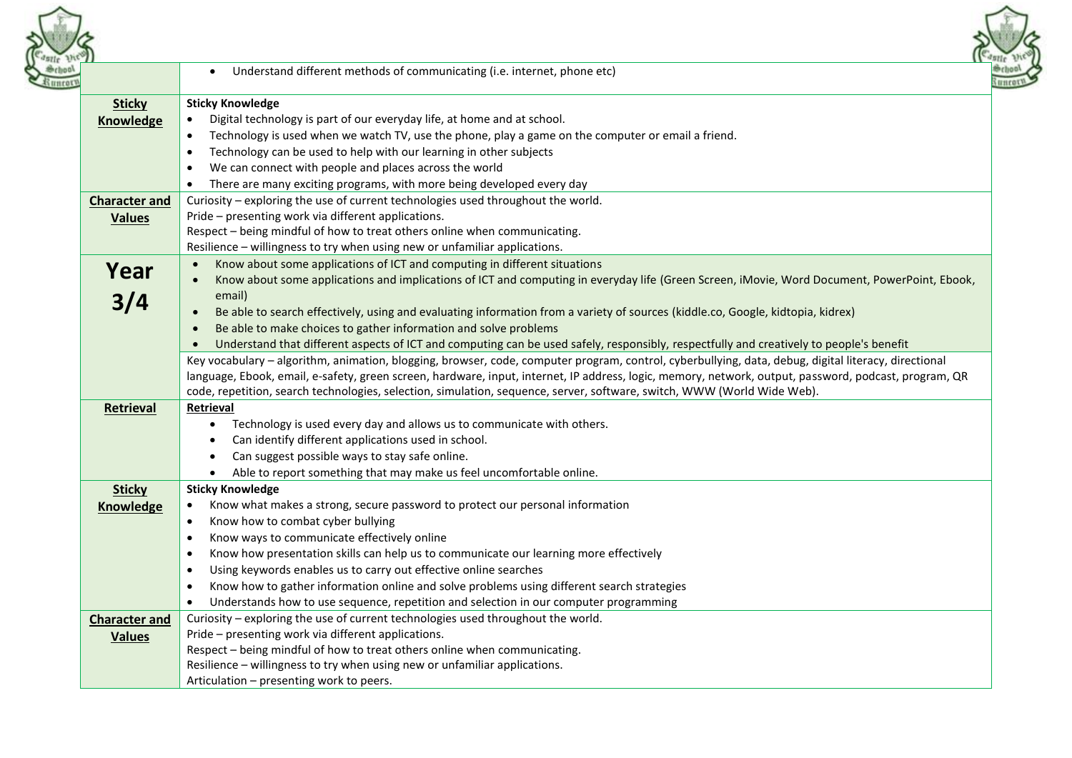| | |
|---|---|
| | • Understand different methods of communicating (i.e. internet, phone etc) |
| **Sticky Knowledge** | **Sticky Knowledge**<br>• Digital technology is part of our everyday life, at home and at school.<br>• Technology is used when we watch TV, use the phone, play a game on the computer or email a friend.<br>• Technology can be used to help with our learning in other subjects<br>• We can connect with people and places across the world<br>• There are many exciting programs, with more being developed every day |
| **Character and Values** | Curiosity – exploring the use of current technologies used throughout the world.<br>Pride – presenting work via different applications.<br>Respect – being mindful of how to treat others online when communicating.<br>Resilience – willingness to try when using new or unfamiliar applications. |
| **Year 3/4** | • Know about some applications of ICT and computing in different situations<br>• Know about some applications and implications of ICT and computing in everyday life (Green Screen, iMovie, Word Document, PowerPoint, Ebook, email)<br>• Be able to search effectively, using and evaluating information from a variety of sources (kiddle.co, Google, kidtopia, kidrex)<br>• Be able to make choices to gather information and solve problems<br>• Understand that different aspects of ICT and computing can be used safely, responsibly, respectfully and creatively to people's benefit |
| | Key vocabulary – algorithm, animation, blogging, browser, code, computer program, control, cyberbullying, data, debug, digital literacy, directional language, Ebook, email, e-safety, green screen, hardware, input, internet, IP address, logic, memory, network, output, password, podcast, program, QR code, repetition, search technologies, selection, simulation, sequence, server, software, switch, WWW (World Wide Web). |
| **Retrieval** | **Retrieval**<br>• Technology is used every day and allows us to communicate with others.<br>• Can identify different applications used in school.<br>• Can suggest possible ways to stay safe online.<br>• Able to report something that may make us feel uncomfortable online. |
| **Sticky Knowledge** | **Sticky Knowledge**<br>• Know what makes a strong, secure password to protect our personal information<br>• Know how to combat cyber bullying<br>• Know ways to communicate effectively online<br>• Know how presentation skills can help us to communicate our learning more effectively<br>• Using keywords enables us to carry out effective online searches<br>• Know how to gather information online and solve problems using different search strategies<br>• Understands how to use sequence, repetition and selection in our computer programming |
| **Character and Values** | Curiosity – exploring the use of current technologies used throughout the world.<br>Pride – presenting work via different applications.<br>Respect – being mindful of how to treat others online when communicating.<br>Resilience – willingness to try when using new or unfamiliar applications.<br>Articulation – presenting work to peers. |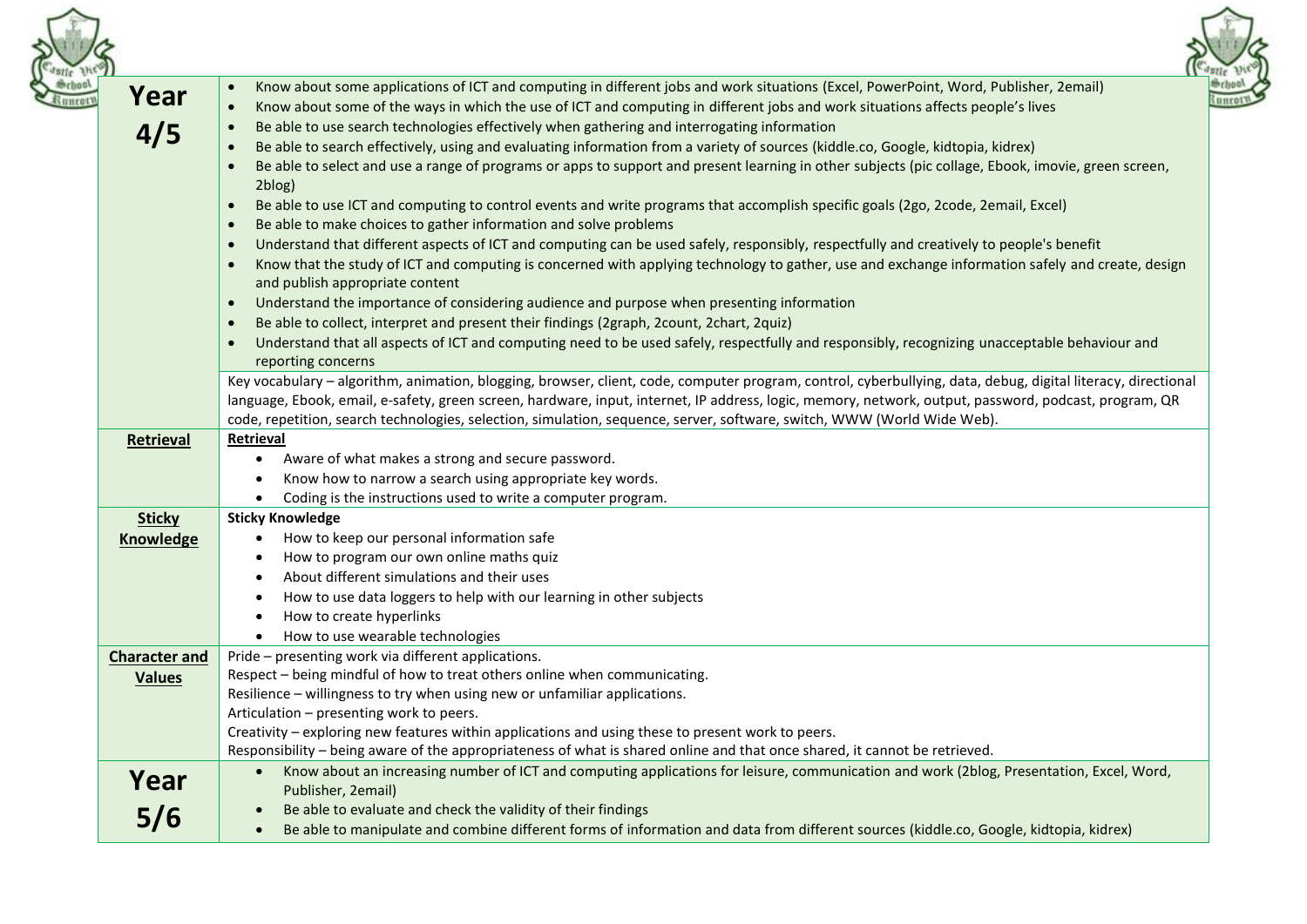| | |
|---|---|
| **Year 4/5** | • Know about some applications of ICT and computing in different jobs and work situations (Excel, PowerPoint, Word, Publisher, 2email)<br>• Know about some of the ways in which the use of ICT and computing in different jobs and work situations affects people's lives<br>• Be able to use search technologies effectively when gathering and interrogating information<br>• Be able to search effectively, using and evaluating information from a variety of sources (kiddle.co, Google, kidtopia, kidrex)<br>• Be able to select and use a range of programs or apps to support and present learning in other subjects (pic collage, Ebook, imovie, green screen, 2blog)<br>• Be able to use ICT and computing to control events and write programs that accomplish specific goals (2go, 2code, 2email, Excel)<br>• Be able to make choices to gather information and solve problems<br>• Understand that different aspects of ICT and computing can be used safely, responsibly, respectfully and creatively to people's benefit<br>• Know that the study of ICT and computing is concerned with applying technology to gather, use and exchange information safely and create, design and publish appropriate content<br>• Understand the importance of considering audience and purpose when presenting information<br>• Be able to collect, interpret and present their findings (2graph, 2count, 2chart, 2quiz)<br>• Understand that all aspects of ICT and computing need to be used safely, respectfully and responsibly, recognizing unacceptable behaviour and reporting concerns |
| | Key vocabulary – algorithm, animation, blogging, browser, client, code, computer program, control, cyberbullying, data, debug, digital literacy, directional language, Ebook, email, e-safety, green screen, hardware, input, internet, IP address, logic, memory, network, output, password, podcast, program, QR code, repetition, search technologies, selection, simulation, sequence, server, software, switch, WWW (World Wide Web). |
| **Retrieval** | **Retrieval**<br>• Aware of what makes a strong and secure password.<br>• Know how to narrow a search using appropriate key words.<br>• Coding is the instructions used to write a computer program. |
| **Sticky Knowledge** | **Sticky Knowledge**<br>• How to keep our personal information safe<br>• How to program our own online maths quiz<br>• About different simulations and their uses<br>• How to use data loggers to help with our learning in other subjects<br>• How to create hyperlinks<br>• How to use wearable technologies |
| **Character and Values** | Pride – presenting work via different applications.<br>Respect – being mindful of how to treat others online when communicating.<br>Resilience – willingness to try when using new or unfamiliar applications.<br>Articulation – presenting work to peers.<br>Creativity – exploring new features within applications and using these to present work to peers.<br>Responsibility – being aware of the appropriateness of what is shared online and that once shared, it cannot be retrieved. |
| **Year 5/6** | • Know about an increasing number of ICT and computing applications for leisure, communication and work (2blog, Presentation, Excel, Word, Publisher, 2email)<br>• Be able to evaluate and check the validity of their findings<br>• Be able to manipulate and combine different forms of information and data from different sources (kiddle.co, Google, kidtopia, kidrex) |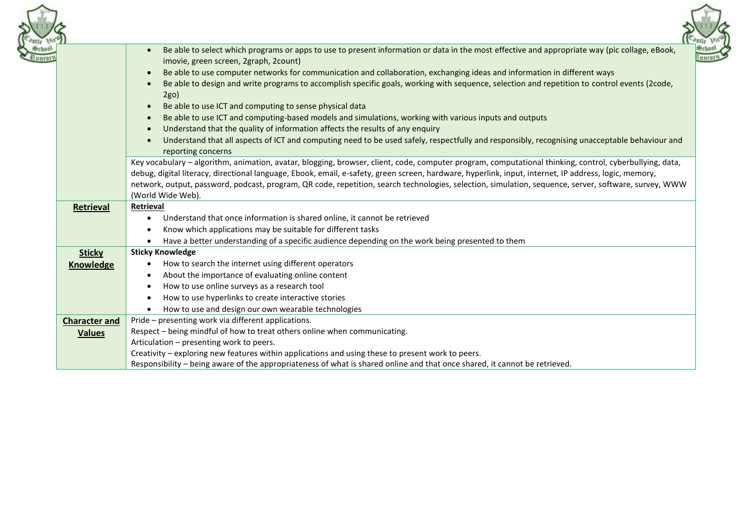| | |
|---|---|
| | • Be able to select which programs or apps to use to present information or data in the most effective and appropriate way (pic collage, eBook, imovie, green screen, 2graph, 2count)<br>• Be able to use computer networks for communication and collaboration, exchanging ideas and information in different ways<br>• Be able to design and write programs to accomplish specific goals, working with sequence, selection and repetition to control events (2code, 2go)<br>• Be able to use ICT and computing to sense physical data<br>• Be able to use ICT and computing-based models and simulations, working with various inputs and outputs<br>• Understand that the quality of information affects the results of any enquiry<br>• Understand that all aspects of ICT and computing need to be used safely, respectfully and responsibly, recognising unacceptable behaviour and reporting concerns |
| | Key vocabulary – algorithm, animation, avatar, blogging, browser, client, code, computer program, computational thinking, control, cyberbullying, data, debug, digital literacy, directional language, Ebook, email, e-safety, green screen, hardware, hyperlink, input, internet, IP address, logic, memory, network, output, password, podcast, program, QR code, repetition, search technologies, selection, simulation, sequence, server, software, survey, WWW (World Wide Web). |
| **Retrieval** | **Retrieval**<br>• Understand that once information is shared online, it cannot be retrieved<br>• Know which applications may be suitable for different tasks<br>• Have a better understanding of a specific audience depending on the work being presented to them |
| **Sticky Knowledge** | **Sticky Knowledge**<br>• How to search the internet using different operators<br>• About the importance of evaluating online content<br>• How to use online surveys as a research tool<br>• How to use hyperlinks to create interactive stories<br>• How to use and design our own wearable technologies |
| **Character and Values** | Pride – presenting work via different applications.<br>Respect – being mindful of how to treat others online when communicating.<br>Articulation – presenting work to peers.<br>Creativity – exploring new features within applications and using these to present work to peers.<br>Responsibility – being aware of the appropriateness of what is shared online and that once shared, it cannot be retrieved. |